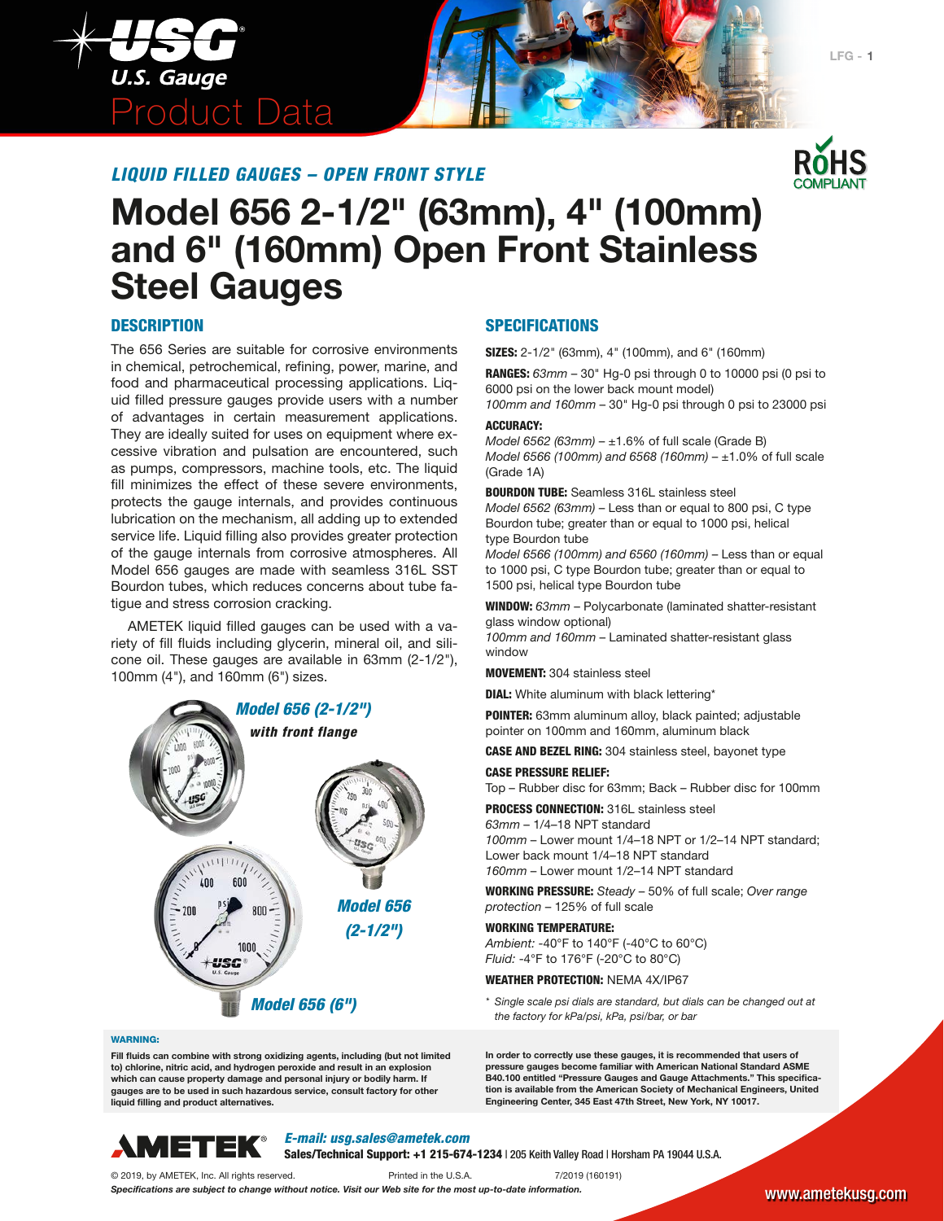# LIQUID FILLED GAUGES – OPEN FRONT STYLE

# Model 656 2-1/2" (63mm), 4" (100mm) and 6" (160mm) Open Front Stainless Steel Gauges

## DESCRIPTION

The 656 Series are suitable for corrosive environments in chemical, petrochemical, refining, power, marine, and food and pharmaceutical processing applications. Liquid filled pressure gauges provide users with a number of advantages in certain measurement applications. They are ideally suited for uses on equipment where excessive vibration and pulsation are encountered, such as pumps, compressors, machine tools, etc. The liquid fill minimizes the effect of these severe environments, protects the gauge internals, and provides continuous lubrication on the mechanism, all adding up to extended service life. Liquid filling also provides greater protection of the gauge internals from corrosive atmospheres. All Model 656 gauges are made with seamless 316L SST Bourdon tubes, which reduces concerns about tube fatigue and stress corrosion cracking.

AMETEK liquid filled gauges can be used with a variety of fill fluids including glycerin, mineral oil, and silicone oil. These gauges are available in 63mm (2-1/2"), 100mm (4"), and 160mm (6") sizes.

*Model 656 (2-1/2") with front flange*

*Model 656 (2-1/2")*

*Model 656 (6")*

## SPECIFICATIONS

**SIZES:** 2-1/2" (63mm), 4" (100mm), and 6" (160mm)

**RANGES:** *63mm* – 30" Hg-0 psi through 0 to 10000 psi (0 psi to 6000 psi on the lower back mount model)
*100mm and 160mm* – 30" Hg-0 psi through 0 psi to 23000 psi

**ACCURACY:**
*Model 6562 (63mm)* – ±1.6% of full scale (Grade B)
*Model 6566 (100mm) and 6568 (160mm)* – ±1.0% of full scale (Grade 1A)

**BOURDON TUBE:** Seamless 316L stainless steel
*Model 6562 (63mm)* – Less than or equal to 800 psi, C type Bourdon tube; greater than or equal to 1000 psi, helical type Bourdon tube
*Model 6566 (100mm) and 6560 (160mm)* – Less than or equal to 1000 psi, C type Bourdon tube; greater than or equal to 1500 psi, helical type Bourdon tube

**WINDOW:** *63mm* – Polycarbonate (laminated shatter-resistant glass window optional)
*100mm and 160mm* – Laminated shatter-resistant glass window

**MOVEMENT:** 304 stainless steel

**DIAL:** White aluminum with black lettering*

**POINTER:** 63mm aluminum alloy, black painted; adjustable pointer on 100mm and 160mm, aluminum black

**CASE AND BEZEL RING:** 304 stainless steel, bayonet type

**CASE PRESSURE RELIEF:**
Top – Rubber disc for 63mm; Back – Rubber disc for 100mm

**PROCESS CONNECTION:** 316L stainless steel
*63mm* – 1/4–18 NPT standard
*100mm* – Lower mount 1/4–18 NPT or 1/2–14 NPT standard; Lower back mount 1/4–18 NPT standard
*160mm* – Lower mount 1/2–14 NPT standard

**WORKING PRESSURE:** *Steady* – 50% of full scale; *Over range protection* – 125% of full scale

**WORKING TEMPERATURE:**
*Ambient:* -40°F to 140°F (-40°C to 60°C)
*Fluid:* -4°F to 176°F (-20°C to 80°C)

**WEATHER PROTECTION:** NEMA 4X/IP67

\* *Single scale psi dials are standard, but dials can be changed out at the factory for kPa/psi, kPa, psi/bar, or bar*

**WARNING:**

**Fill fluids can combine with strong oxidizing agents, including (but not limited to) chlorine, nitric acid, and hydrogen peroxide and result in an explosion which can cause property damage and personal injury or bodily harm. If gauges are to be used in such hazardous service, consult factory for other liquid filling and product alternatives.**

**In order to correctly use these gauges, it is recommended that users of pressure gauges become familiar with American National Standard ASME B40.100 entitled "Pressure Gauges and Gauge Attachments." This specification is available from the American Society of Mechanical Engineers, United Engineering Center, 345 East 47th Street, New York, NY 10017.**

*E-mail: usg.sales@ametek.com*
**Sales/Technical Support: +1 215-674-1234** | 205 Keith Valley Road | Horsham PA 19044 U.S.A.

© 2019, by AMETEK, Inc. All rights reserved. Printed in the U.S.A. 7/2019 (160191)

***Specifications are subject to change without notice. Visit our Web site for the most up-to-date information.***

www.ametekusg.com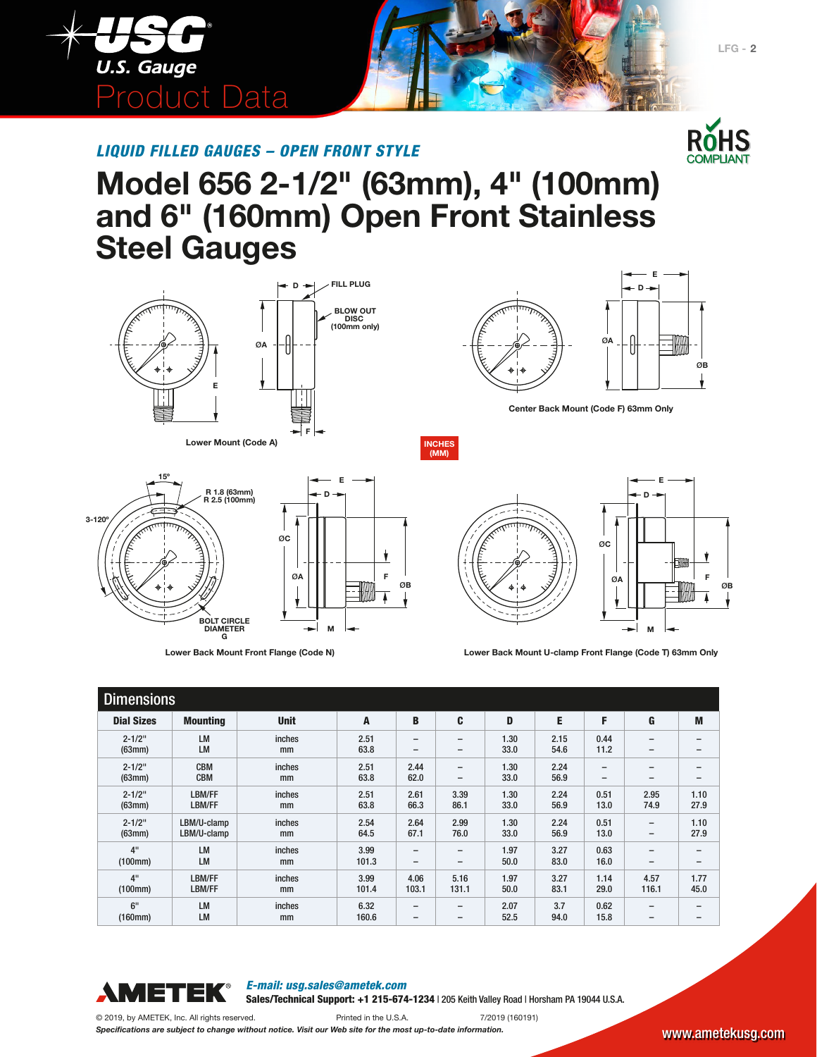*LIQUID FILLED GAUGES – OPEN FRONT STYLE*

# Model 656 2-1/2" (63mm), 4" (100mm) and 6" (160mm) Open Front Stainless Steel Gauges

Lower Mount (Code A)

Center Back Mount (Code F) 63mm Only

INCHES (MM)

Lower Back Mount Front Flange (Code N)

Lower Back Mount U-clamp Front Flange (Code T) 63mm Only

## Dimensions

| Dial Sizes | Mounting | Unit | A | B | C | D | E | F | G | M |
|---|---|---|---|---|---|---|---|---|---|---|
| 2-1/2" (63mm) | LM LM | inches mm | 2.51 63.8 | – – | – – | 1.30 33.0 | 2.15 54.6 | 0.44 11.2 | – – | – – |
| 2-1/2" (63mm) | CBM CBM | inches mm | 2.51 63.8 | 2.44 62.0 | – – | 1.30 33.0 | 2.24 56.9 | – – | – – | – – |
| 2-1/2" (63mm) | LBM/FF LBM/FF | inches mm | 2.51 63.8 | 2.61 66.3 | 3.39 86.1 | 1.30 33.0 | 2.24 56.9 | 0.51 13.0 | 2.95 74.9 | 1.10 27.9 |
| 2-1/2" (63mm) | LBM/U-clamp LBM/U-clamp | inches mm | 2.54 64.5 | 2.64 67.1 | 2.99 76.0 | 1.30 33.0 | 2.24 56.9 | 0.51 13.0 | – – | 1.10 27.9 |
| 4" (100mm) | LM LM | inches mm | 3.99 101.3 | – – | – – | 1.97 50.0 | 3.27 83.0 | 0.63 16.0 | – – | – – |
| 4" (100mm) | LBM/FF LBM/FF | inches mm | 3.99 101.4 | 4.06 103.1 | 5.16 131.1 | 1.97 50.0 | 3.27 83.1 | 1.14 29.0 | 4.57 116.1 | 1.77 45.0 |
| 6" (160mm) | LM LM | inches mm | 6.32 160.6 | – – | – – | 2.07 52.5 | 3.7 94.0 | 0.62 15.8 | – – | – – |

*E-mail: usg.sales@ametek.com*
**Sales/Technical Support: +1 215-674-1234** | 205 Keith Valley Road | Horsham PA 19044 U.S.A.

© 2019, by AMETEK, Inc. All rights reserved. Printed in the U.S.A. 7/2019 (160191)

*Specifications are subject to change without notice. Visit our Web site for the most up-to-date information.*

www.ametekusg.com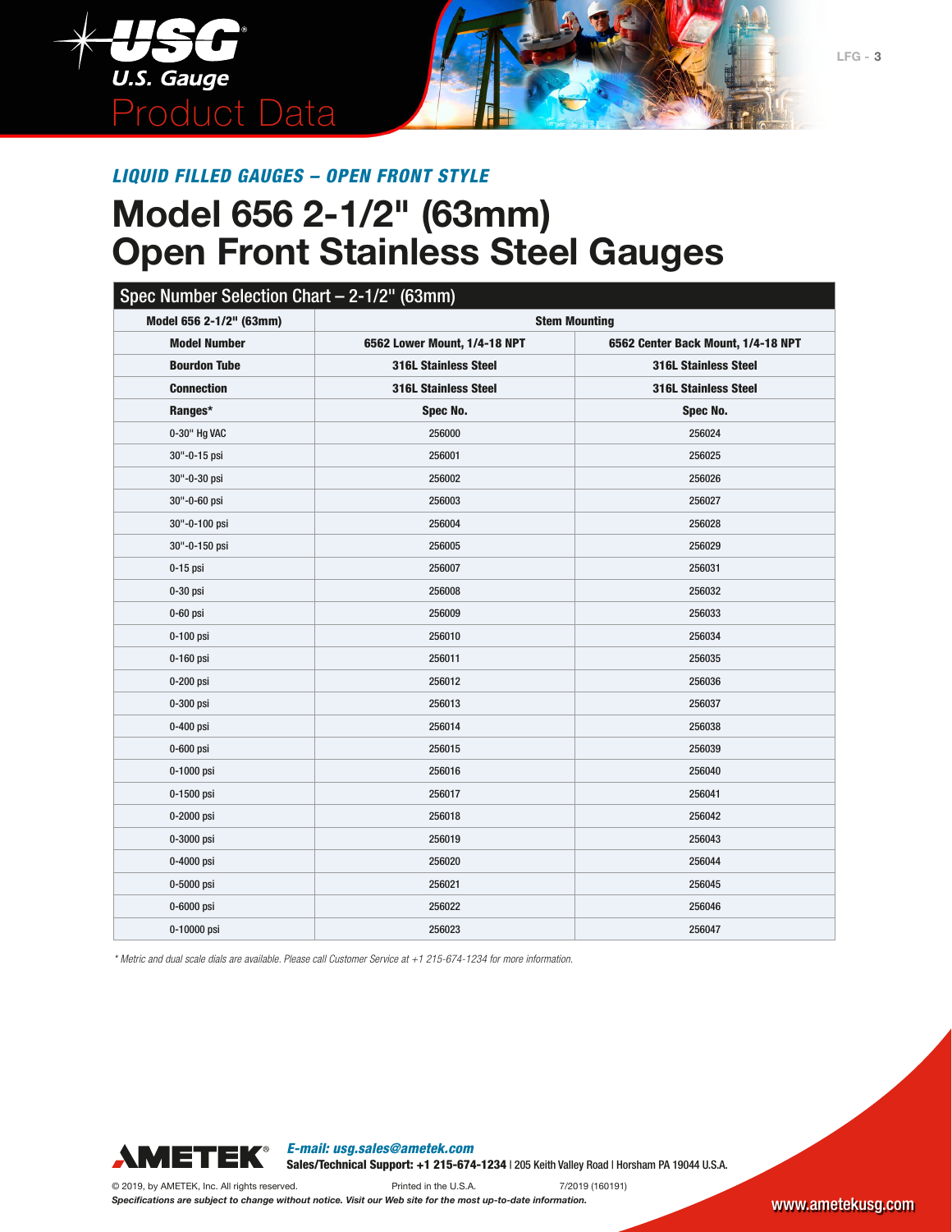## LIQUID FILLED GAUGES – OPEN FRONT STYLE

# Model 656 2-1/2" (63mm) Open Front Stainless Steel Gauges

### Spec Number Selection Chart – 2-1/2" (63mm)

| Model 656 2-1/2" (63mm) | Stem Mounting | |
|---|---|---|
| **Model Number** | **6562 Lower Mount, 1/4-18 NPT** | **6562 Center Back Mount, 1/4-18 NPT** |
| **Bourdon Tube** | **316L Stainless Steel** | **316L Stainless Steel** |
| **Connection** | **316L Stainless Steel** | **316L Stainless Steel** |
| **Ranges*** | **Spec No.** | **Spec No.** |
| 0-30" Hg VAC | 256000 | 256024 |
| 30"-0-15 psi | 256001 | 256025 |
| 30"-0-30 psi | 256002 | 256026 |
| 30"-0-60 psi | 256003 | 256027 |
| 30"-0-100 psi | 256004 | 256028 |
| 30"-0-150 psi | 256005 | 256029 |
| 0-15 psi | 256007 | 256031 |
| 0-30 psi | 256008 | 256032 |
| 0-60 psi | 256009 | 256033 |
| 0-100 psi | 256010 | 256034 |
| 0-160 psi | 256011 | 256035 |
| 0-200 psi | 256012 | 256036 |
| 0-300 psi | 256013 | 256037 |
| 0-400 psi | 256014 | 256038 |
| 0-600 psi | 256015 | 256039 |
| 0-1000 psi | 256016 | 256040 |
| 0-1500 psi | 256017 | 256041 |
| 0-2000 psi | 256018 | 256042 |
| 0-3000 psi | 256019 | 256043 |
| 0-4000 psi | 256020 | 256044 |
| 0-5000 psi | 256021 | 256045 |
| 0-6000 psi | 256022 | 256046 |
| 0-10000 psi | 256023 | 256047 |

*\* Metric and dual scale dials are available. Please call Customer Service at +1 215-674-1234 for more information.*

AMETEK®

*E-mail: usg.sales@ametek.com*

**Sales/Technical Support: +1 215-674-1234** | 205 Keith Valley Road | Horsham PA 19044 U.S.A.

© 2019, by AMETEK, Inc. All rights reserved. Printed in the U.S.A. 7/2019 (160191)

***Specifications are subject to change without notice. Visit our Web site for the most up-to-date information.***

www.ametekusg.com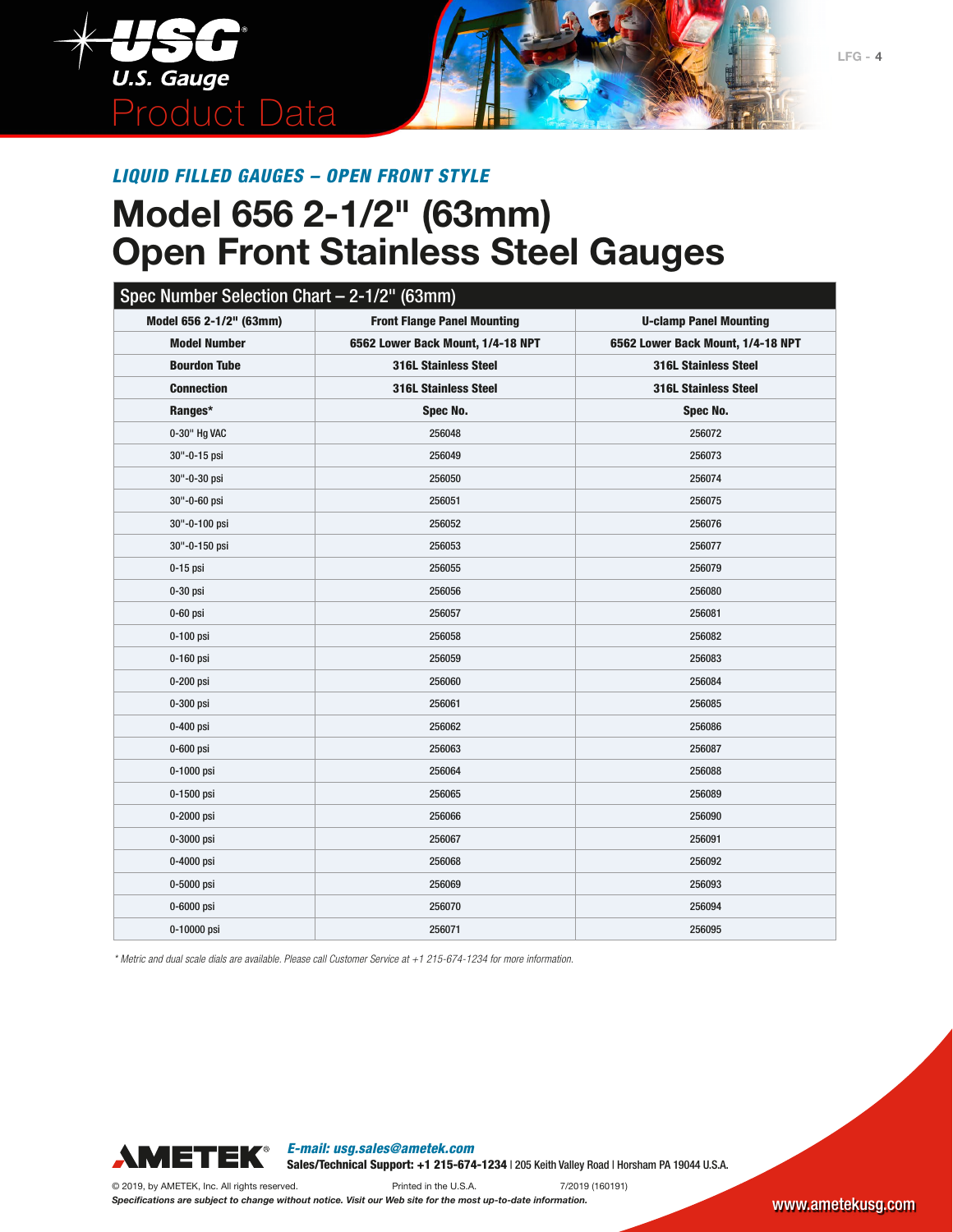*LIQUID FILLED GAUGES – OPEN FRONT STYLE*

# Model 656 2-1/2" (63mm) Open Front Stainless Steel Gauges

## Spec Number Selection Chart – 2-1/2" (63mm)

| Model 656 2-1/2" (63mm) | Front Flange Panel Mounting | U-clamp Panel Mounting |
|---|---|---|
| **Model Number** | **6562 Lower Back Mount, 1/4-18 NPT** | **6562 Lower Back Mount, 1/4-18 NPT** |
| **Bourdon Tube** | **316L Stainless Steel** | **316L Stainless Steel** |
| **Connection** | **316L Stainless Steel** | **316L Stainless Steel** |
| **Ranges*** | **Spec No.** | **Spec No.** |
| 0-30" Hg VAC | 256048 | 256072 |
| 30"-0-15 psi | 256049 | 256073 |
| 30"-0-30 psi | 256050 | 256074 |
| 30"-0-60 psi | 256051 | 256075 |
| 30"-0-100 psi | 256052 | 256076 |
| 30"-0-150 psi | 256053 | 256077 |
| 0-15 psi | 256055 | 256079 |
| 0-30 psi | 256056 | 256080 |
| 0-60 psi | 256057 | 256081 |
| 0-100 psi | 256058 | 256082 |
| 0-160 psi | 256059 | 256083 |
| 0-200 psi | 256060 | 256084 |
| 0-300 psi | 256061 | 256085 |
| 0-400 psi | 256062 | 256086 |
| 0-600 psi | 256063 | 256087 |
| 0-1000 psi | 256064 | 256088 |
| 0-1500 psi | 256065 | 256089 |
| 0-2000 psi | 256066 | 256090 |
| 0-3000 psi | 256067 | 256091 |
| 0-4000 psi | 256068 | 256092 |
| 0-5000 psi | 256069 | 256093 |
| 0-6000 psi | 256070 | 256094 |
| 0-10000 psi | 256071 | 256095 |

*\* Metric and dual scale dials are available. Please call Customer Service at +1 215-674-1234 for more information.*

*E-mail: usg.sales@ametek.com*
**Sales/Technical Support: +1 215-674-1234** | 205 Keith Valley Road | Horsham PA 19044 U.S.A.

© 2019, by AMETEK, Inc. All rights reserved. Printed in the U.S.A. 7/2019 (160191)

***Specifications are subject to change without notice. Visit our Web site for the most up-to-date information.***

www.ametekusg.com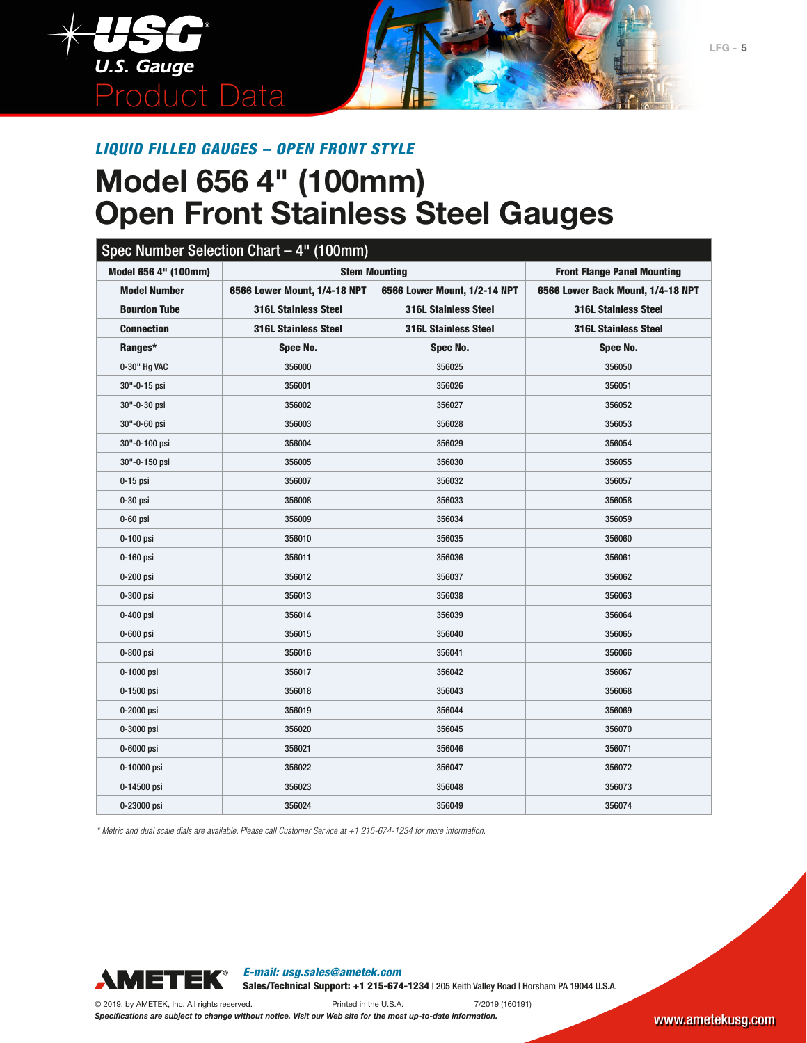*LIQUID FILLED GAUGES – OPEN FRONT STYLE*

# Model 656 4" (100mm) Open Front Stainless Steel Gauges

## Spec Number Selection Chart – 4" (100mm)

| Model 656 4" (100mm) | Stem Mounting | | Front Flange Panel Mounting |
|---|---|---|---|
| **Model Number** | **6566 Lower Mount, 1/4-18 NPT** | **6566 Lower Mount, 1/2-14 NPT** | **6566 Lower Back Mount, 1/4-18 NPT** |
| **Bourdon Tube** | **316L Stainless Steel** | **316L Stainless Steel** | **316L Stainless Steel** |
| **Connection** | **316L Stainless Steel** | **316L Stainless Steel** | **316L Stainless Steel** |
| **Ranges*** | **Spec No.** | **Spec No.** | **Spec No.** |
| 0-30" Hg VAC | 356000 | 356025 | 356050 |
| 30"-0-15 psi | 356001 | 356026 | 356051 |
| 30"-0-30 psi | 356002 | 356027 | 356052 |
| 30"-0-60 psi | 356003 | 356028 | 356053 |
| 30"-0-100 psi | 356004 | 356029 | 356054 |
| 30"-0-150 psi | 356005 | 356030 | 356055 |
| 0-15 psi | 356007 | 356032 | 356057 |
| 0-30 psi | 356008 | 356033 | 356058 |
| 0-60 psi | 356009 | 356034 | 356059 |
| 0-100 psi | 356010 | 356035 | 356060 |
| 0-160 psi | 356011 | 356036 | 356061 |
| 0-200 psi | 356012 | 356037 | 356062 |
| 0-300 psi | 356013 | 356038 | 356063 |
| 0-400 psi | 356014 | 356039 | 356064 |
| 0-600 psi | 356015 | 356040 | 356065 |
| 0-800 psi | 356016 | 356041 | 356066 |
| 0-1000 psi | 356017 | 356042 | 356067 |
| 0-1500 psi | 356018 | 356043 | 356068 |
| 0-2000 psi | 356019 | 356044 | 356069 |
| 0-3000 psi | 356020 | 356045 | 356070 |
| 0-6000 psi | 356021 | 356046 | 356071 |
| 0-10000 psi | 356022 | 356047 | 356072 |
| 0-14500 psi | 356023 | 356048 | 356073 |
| 0-23000 psi | 356024 | 356049 | 356074 |

*\* Metric and dual scale dials are available. Please call Customer Service at +1 215-674-1234 for more information.*

*E-mail: usg.sales@ametek.com*
**Sales/Technical Support: +1 215-674-1234** | 205 Keith Valley Road | Horsham PA 19044 U.S.A.

© 2019, by AMETEK, Inc. All rights reserved. Printed in the U.S.A. 7/2019 (160191)

***Specifications are subject to change without notice. Visit our Web site for the most up-to-date information.***

www.ametekusg.com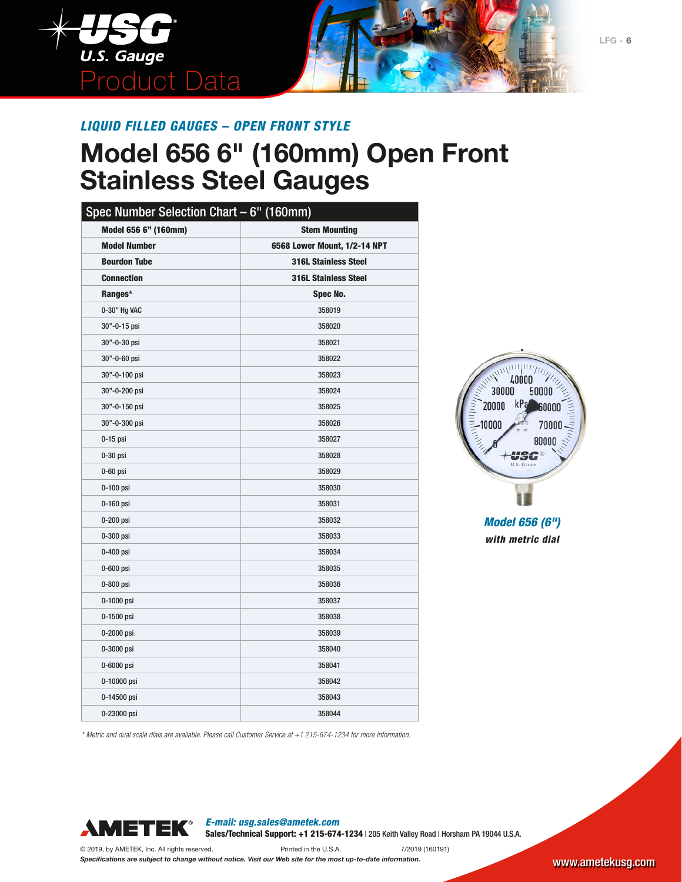*LIQUID FILLED GAUGES – OPEN FRONT STYLE*

# Model 656 6" (160mm) Open Front Stainless Steel Gauges

**Spec Number Selection Chart – 6" (160mm)**

| **Model 656 6" (160mm)** | **Stem Mounting** |
|---|---|
| **Model Number** | **6568 Lower Mount, 1/2-14 NPT** |
| **Bourdon Tube** | **316L Stainless Steel** |
| **Connection** | **316L Stainless Steel** |
| **Ranges*** | **Spec No.** |
| 0-30" Hg VAC | 358019 |
| 30"-0-15 psi | 358020 |
| 30"-0-30 psi | 358021 |
| 30"-0-60 psi | 358022 |
| 30"-0-100 psi | 358023 |
| 30"-0-200 psi | 358024 |
| 30"-0-150 psi | 358025 |
| 30"-0-300 psi | 358026 |
| 0-15 psi | 358027 |
| 0-30 psi | 358028 |
| 0-60 psi | 358029 |
| 0-100 psi | 358030 |
| 0-160 psi | 358031 |
| 0-200 psi | 358032 |
| 0-300 psi | 358033 |
| 0-400 psi | 358034 |
| 0-600 psi | 358035 |
| 0-800 psi | 358036 |
| 0-1000 psi | 358037 |
| 0-1500 psi | 358038 |
| 0-2000 psi | 358039 |
| 0-3000 psi | 358040 |
| 0-6000 psi | 358041 |
| 0-10000 psi | 358042 |
| 0-14500 psi | 358043 |
| 0-23000 psi | 358044 |

*Model 656 (6")*
*with metric dial*

\* *Metric and dual scale dials are available. Please call Customer Service at +1 215-674-1234 for more information.*

*E-mail: usg.sales@ametek.com*
**Sales/Technical Support: +1 215-674-1234** | 205 Keith Valley Road | Horsham PA 19044 U.S.A.

© 2019, by AMETEK, Inc. All rights reserved. Printed in the U.S.A. 7/2019 (160191)

***Specifications are subject to change without notice. Visit our Web site for the most up-to-date information.***

www.ametekusg.com